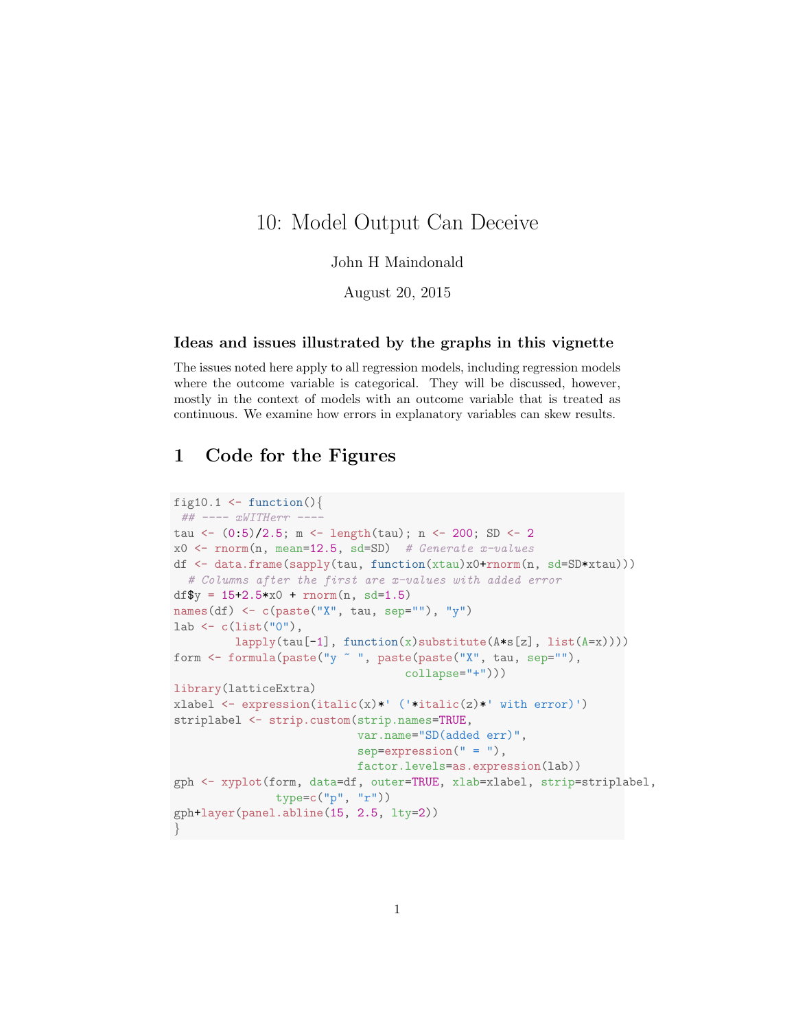# 10: Model Output Can Deceive

John H Maindonald

August 20, 2015

### Ideas and issues illustrated by the graphs in this vignette

The issues noted here apply to all regression models, including regression models where the outcome variable is categorical. They will be discussed, however, mostly in the context of models with an outcome variable that is treated as continuous. We examine how errors in explanatory variables can skew results.

## 1 Code for the Figures

```
fig10.1 <- function(){
 ## ---- xWITHerr ----
tau <- (0:5)/2.5; m <- length(tau); n <- 200; SD <- 2
x0 <- rnorm(n, mean=12.5, sd=SD)  # Generate x-values
df <- data.frame(sapply(tau, function(xtau)x0+rnorm(n, sd=SD*xtau)))
  # Columns after the first are x-values with added error
df$y = 15+2.5*x0 + rnorm(n, sd=1.5)
names(df) <- c(paste("X", tau, sep=""), "y")
lab <- c(list("0"),
         lapply(tau[-1], function(x)substitute(A*s[z], list(A=x))))
form <- formula(paste("y ~ ", paste(paste("X", tau, sep=""),
                                    collapse="+")))
library(latticeExtra)
xlabel <- expression(italic(x)*' ('*italic(z)*' with error)')
striplabel <- strip.custom(strip.names=TRUE,
                           var.name="SD(added err)",
                           sep=expression(" = "),
                           factor.levels=as.expression(lab))
gph <- xyplot(form, data=df, outer=TRUE, xlab=xlabel, strip=striplabel,
              type=c("p", "r"))
gph+layer(panel.abline(15, 2.5, lty=2))
}
```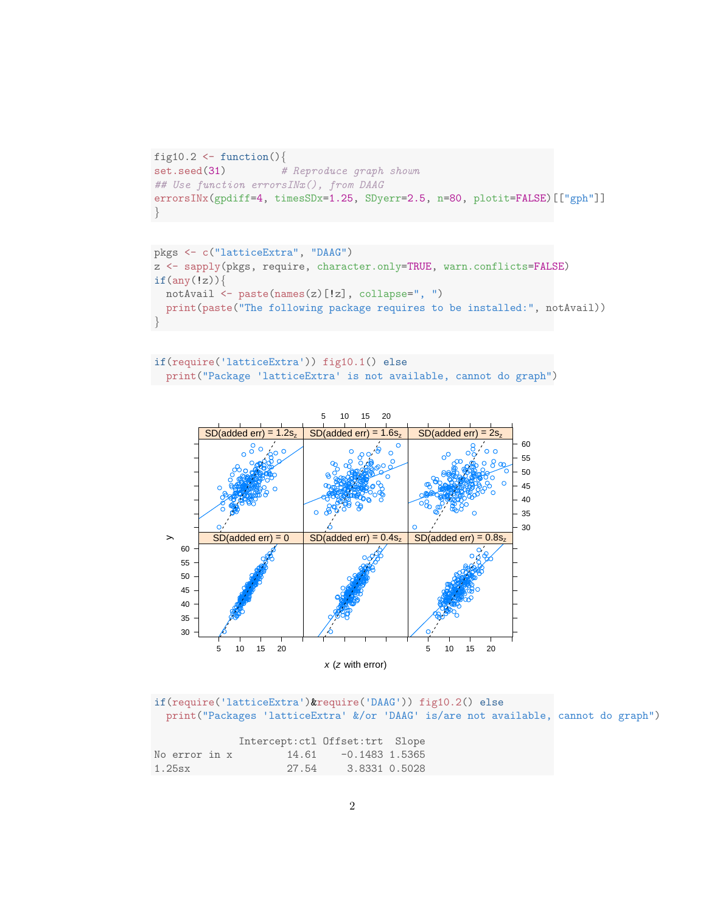```
fig10.2 <- function(){
set.seed(31)          # Reproduce graph shown
## Use function errorsINx(), from DAAG
errorsINx(gpdiff=4, timesSDx=1.25, SDyerr=2.5, n=80, plotit=FALSE)[["gph"]]
}
```

```
pkgs <- c("latticeExtra", "DAAG")
z <- sapply(pkgs, require, character.only=TRUE, warn.conflicts=FALSE)
if(any(!z)){
  notAvail <- paste(names(z)[!z], collapse=", ")
  print(paste("The following package requires to be installed:", notAvail))
}
```

```
if(require('latticeExtra')) fig10.1() else
  print("Package 'latticeExtra' is not available, cannot do graph")
```

```
if(require('latticeExtra')&require('DAAG')) fig10.2() else
  print("Packages 'latticeExtra' &/or 'DAAG' is/are not available, cannot do graph")
```

```
               Intercept:ctl Offset:trt  Slope
No error in x          14.61    -0.1483 1.5365
1.25sx                 27.54     3.8331 0.5028
```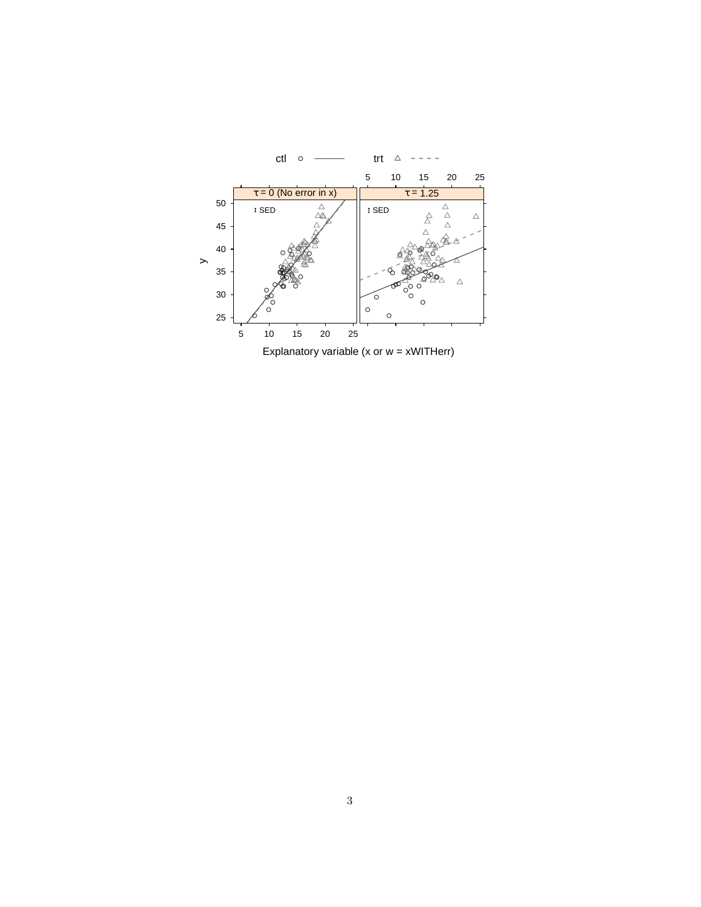ctl ○ ——— trt △ - - - -

τ = 0 (No error in x)

τ = 1.25

I SED

I SED

y

50
45
40
35
30
25

5 10 15 20 25

5 10 15 20 25

Explanatory variable (x or w = xWITHerr)